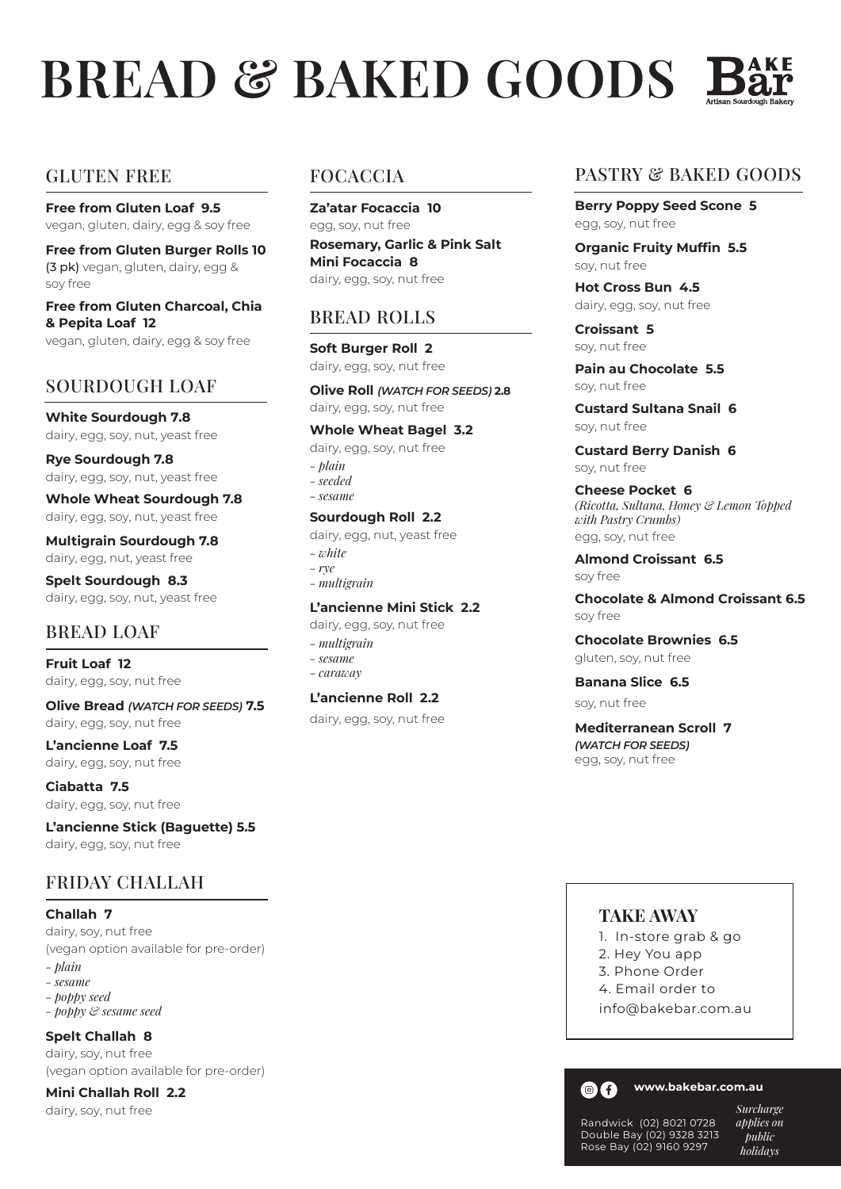# BREAD & BAKED GOODS

Bake Bar
Artisan Sourdough Bakery

## GLUTEN FREE

**Free from Gluten Loaf 9.5**
vegan, gluten, dairy, egg & soy free

**Free from Gluten Burger Rolls 10** (3 pk) vegan, gluten, dairy, egg & soy free

**Free from Gluten Charcoal, Chia & Pepita Loaf 12**
vegan, gluten, dairy, egg & soy free

## SOURDOUGH LOAF

**White Sourdough 7.8**
dairy, egg, soy, nut, yeast free

**Rye Sourdough 7.8**
dairy, egg, soy, nut, yeast free

**Whole Wheat Sourdough 7.8**
dairy, egg, soy, nut, yeast free

**Multigrain Sourdough 7.8**
dairy, egg, nut, yeast free

**Spelt Sourdough 8.3**
dairy, egg, soy, nut, yeast free

## BREAD LOAF

**Fruit Loaf 12**
dairy, egg, soy, nut free

**Olive Bread** ***(WATCH FOR SEEDS)*** **7.5**
dairy, egg, soy, nut free

**L'ancienne Loaf 7.5**
dairy, egg, soy, nut free

**Ciabatta 7.5**
dairy, egg, soy, nut free

**L'ancienne Stick (Baguette) 5.5**
dairy, egg, soy, nut free

## FRIDAY CHALLAH

**Challah 7**
dairy, soy, nut free
(vegan option available for pre-order)
- *plain*
- *sesame*
- *poppy seed*
- *poppy & sesame seed*

**Spelt Challah 8**
dairy, soy, nut free
(vegan option available for pre-order)

**Mini Challah Roll 2.2**
dairy, soy, nut free

## FOCACCIA

**Za'atar Focaccia 10**
egg, soy, nut free

**Rosemary, Garlic & Pink Salt Mini Focaccia 8**
dairy, egg, soy, nut free

## BREAD ROLLS

**Soft Burger Roll 2**
dairy, egg, soy, nut free

**Olive Roll** ***(WATCH FOR SEEDS)*** **2.8**
dairy, egg, soy, nut free

**Whole Wheat Bagel 3.2**
dairy, egg, soy, nut free
- *plain*
- *seeded*
- *sesame*

**Sourdough Roll 2.2**
dairy, egg, nut, yeast free
- *white*
- *rye*
- *multigrain*

**L'ancienne Mini Stick 2.2**
dairy, egg, soy, nut free
- *multigrain*
- *sesame*
- *caraway*

**L'ancienne Roll 2.2**
dairy, egg, soy, nut free

## PASTRY & BAKED GOODS

**Berry Poppy Seed Scone 5**
egg, soy, nut free

**Organic Fruity Muffin 5.5**
soy, nut free

**Hot Cross Bun 4.5**
dairy, egg, soy, nut free

**Croissant 5**
soy, nut free

**Pain au Chocolate 5.5**
soy, nut free

**Custard Sultana Snail 6**
soy, nut free

**Custard Berry Danish 6**
soy, nut free

**Cheese Pocket 6**
*(Ricotta, Sultana, Honey & Lemon Topped with Pastry Crumbs)*
egg, soy, nut free

**Almond Croissant 6.5**
soy free

**Chocolate & Almond Croissant 6.5**
soy free

**Chocolate Brownies 6.5**
gluten, soy, nut free

**Banana Slice 6.5**
soy, nut free

**Mediterranean Scroll 7**
***(WATCH FOR SEEDS)***
egg, soy, nut free

## TAKE AWAY

1. In-store grab & go
2. Hey You app
3. Phone Order
4. Email order to info@bakebar.com.au

**www.bakebar.com.au**

Randwick (02) 8021 0728
Double Bay (02) 9328 3213
Rose Bay (02) 9160 9297

*Surcharge applies on public holidays*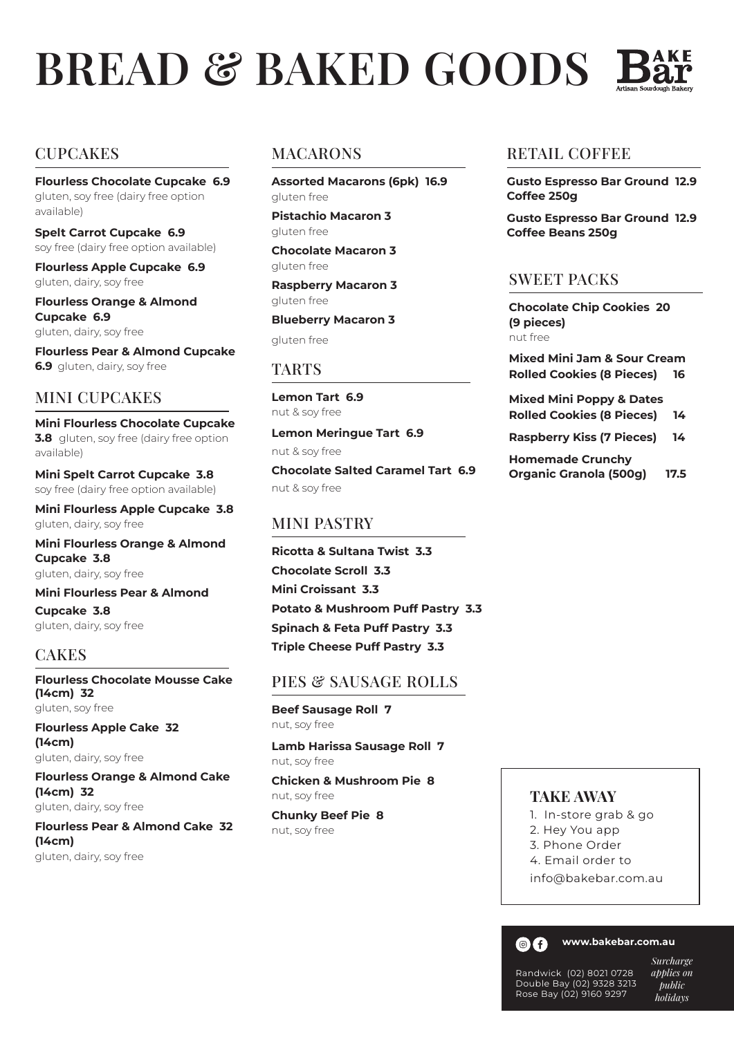# BREAD & BAKED GOODS

Bake Bar
Artisan Sourdough Bakery

## CUPCAKES

**Flourless Chocolate Cupcake 6.9** gluten, soy free (dairy free option available)

**Spelt Carrot Cupcake 6.9** soy free (dairy free option available)

**Flourless Apple Cupcake 6.9** gluten, dairy, soy free

**Flourless Orange & Almond Cupcake 6.9** gluten, dairy, soy free

**Flourless Pear & Almond Cupcake 6.9** gluten, dairy, soy free

## MINI CUPCAKES

**Mini Flourless Chocolate Cupcake 3.8** gluten, soy free (dairy free option available)

**Mini Spelt Carrot Cupcake 3.8** soy free (dairy free option available)

**Mini Flourless Apple Cupcake 3.8** gluten, dairy, soy free

**Mini Flourless Orange & Almond Cupcake 3.8** gluten, dairy, soy free

**Mini Flourless Pear & Almond Cupcake 3.8** gluten, dairy, soy free

## CAKES

**Flourless Chocolate Mousse Cake (14cm) 32** gluten, soy free

**Flourless Apple Cake 32 (14cm)** gluten, dairy, soy free

**Flourless Orange & Almond Cake (14cm) 32** gluten, dairy, soy free

**Flourless Pear & Almond Cake 32 (14cm)** gluten, dairy, soy free

## MACARONS

**Assorted Macarons (6pk) 16.9** gluten free

**Pistachio Macaron 3** gluten free

**Chocolate Macaron 3** gluten free

**Raspberry Macaron 3** gluten free

**Blueberry Macaron 3** gluten free

## TARTS

**Lemon Tart 6.9** nut & soy free

**Lemon Meringue Tart 6.9** nut & soy free

**Chocolate Salted Caramel Tart 6.9** nut & soy free

## MINI PASTRY

**Ricotta & Sultana Twist 3.3**

**Chocolate Scroll 3.3**

**Mini Croissant 3.3**

**Potato & Mushroom Puff Pastry 3.3**

**Spinach & Feta Puff Pastry 3.3**

**Triple Cheese Puff Pastry 3.3**

## PIES & SAUSAGE ROLLS

**Beef Sausage Roll 7** nut, soy free

**Lamb Harissa Sausage Roll 7** nut, soy free

**Chicken & Mushroom Pie 8** nut, soy free

**Chunky Beef Pie 8** nut, soy free

## RETAIL COFFEE

**Gusto Espresso Bar Ground Coffee 250g 12.9**

**Gusto Espresso Bar Ground Coffee Beans 250g 12.9**

## SWEET PACKS

**Chocolate Chip Cookies (9 pieces) 20** nut free

**Mixed Mini Jam & Sour Cream Rolled Cookies (8 Pieces) 16**

**Mixed Mini Poppy & Dates Rolled Cookies (8 Pieces) 14**

**Raspberry Kiss (7 Pieces) 14**

**Homemade Crunchy Organic Granola (500g) 17.5**

### TAKE AWAY

1. In-store grab & go
2. Hey You app
3. Phone Order
4. Email order to info@bakebar.com.au

**www.bakebar.com.au**

Randwick (02) 8021 0728
Double Bay (02) 9328 3213
Rose Bay (02) 9160 9297

*Surcharge applies on public holidays*